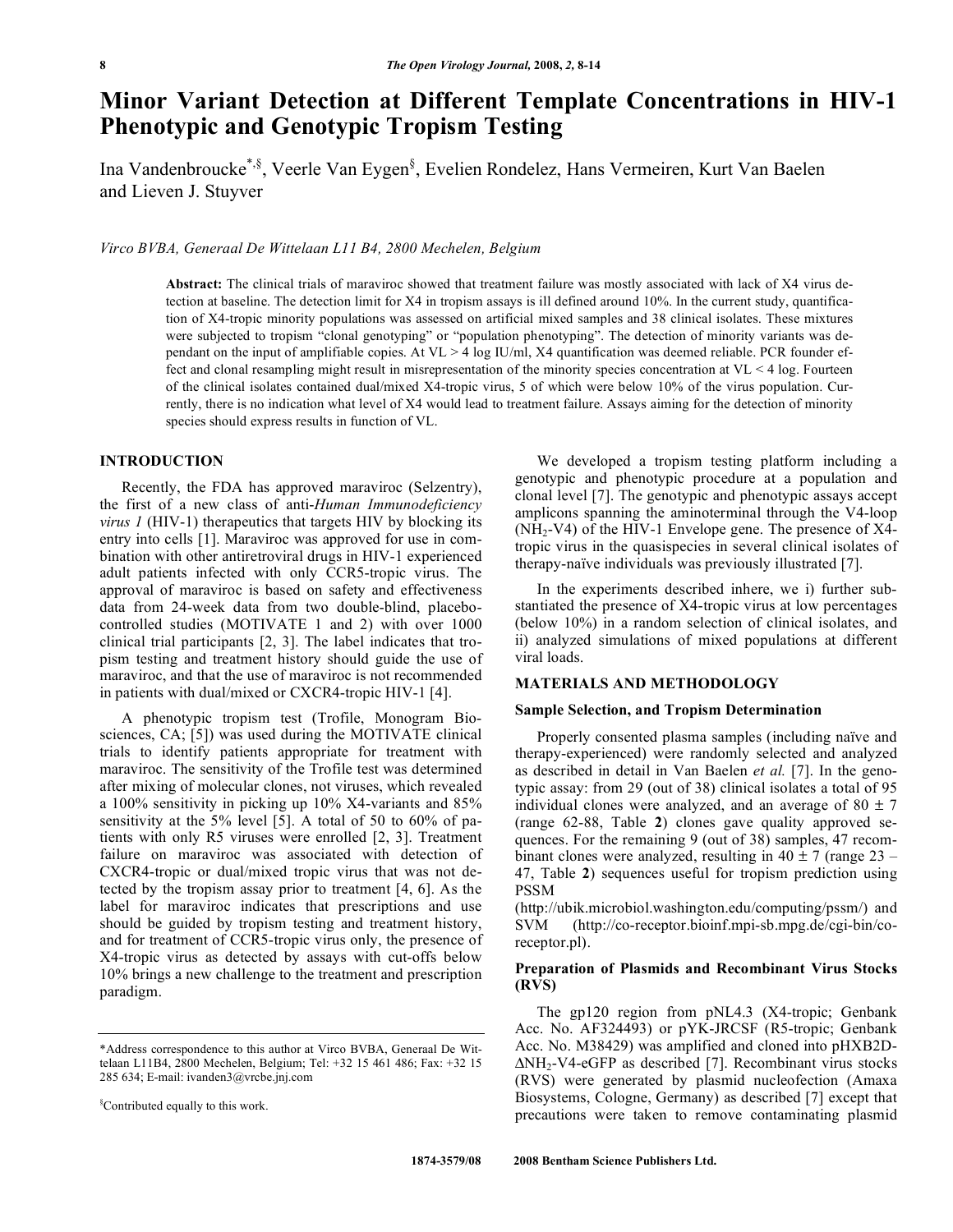# Minor Variant Detection at Different Template Concentrations in HIV-1 Phenotypic and Genotypic Tropism Testing

Ina Vandenbroucke[*,§], Veerle Van Eygen[§], Evelien Rondelez, Hans Vermeiren, Kurt Van Baelen and Lieven J. Stuyver

*Virco BVBA, Generaal De Wittelaan L11 B4, 2800 Mechelen, Belgium*

**Abstract:** The clinical trials of maraviroc showed that treatment failure was mostly associated with lack of X4 virus detection at baseline. The detection limit for X4 in tropism assays is ill defined around 10%. In the current study, quantification of X4-tropic minority populations was assessed on artificial mixed samples and 38 clinical isolates. These mixtures were subjected to tropism "clonal genotyping" or "population phenotyping". The detection of minority variants was dependant on the input of amplifiable copies. At VL > 4 log IU/ml, X4 quantification was deemed reliable. PCR founder effect and clonal resampling might result in misrepresentation of the minority species concentration at VL < 4 log. Fourteen of the clinical isolates contained dual/mixed X4-tropic virus, 5 of which were below 10% of the virus population. Currently, there is no indication what level of X4 would lead to treatment failure. Assays aiming for the detection of minority species should express results in function of VL.

## INTRODUCTION

Recently, the FDA has approved maraviroc (Selzentry), the first of a new class of anti-*Human Immunodeficiency virus 1* (HIV-1) therapeutics that targets HIV by blocking its entry into cells [1]. Maraviroc was approved for use in combination with other antiretroviral drugs in HIV-1 experienced adult patients infected with only CCR5-tropic virus. The approval of maraviroc is based on safety and effectiveness data from 24-week data from two double-blind, placebo-controlled studies (MOTIVATE 1 and 2) with over 1000 clinical trial participants [2, 3]. The label indicates that tropism testing and treatment history should guide the use of maraviroc, and that the use of maraviroc is not recommended in patients with dual/mixed or CXCR4-tropic HIV-1 [4].

A phenotypic tropism test (Trofile, Monogram Biosciences, CA; [5]) was used during the MOTIVATE clinical trials to identify patients appropriate for treatment with maraviroc. The sensitivity of the Trofile test was determined after mixing of molecular clones, not viruses, which revealed a 100% sensitivity in picking up 10% X4-variants and 85% sensitivity at the 5% level [5]. A total of 50 to 60% of patients with only R5 viruses were enrolled [2, 3]. Treatment failure on maraviroc was associated with detection of CXCR4-tropic or dual/mixed tropic virus that was not detected by the tropism assay prior to treatment [4, 6]. As the label for maraviroc indicates that prescriptions and use should be guided by tropism testing and treatment history, and for treatment of CCR5-tropic virus only, the presence of X4-tropic virus as detected by assays with cut-offs below 10% brings a new challenge to the treatment and prescription paradigm.

We developed a tropism testing platform including a genotypic and phenotypic procedure at a population and clonal level [7]. The genotypic and phenotypic assays accept amplicons spanning the aminoterminal through the V4-loop ($NH_2$-V4) of the HIV-1 Envelope gene. The presence of X4-tropic virus in the quasispecies in several clinical isolates of therapy-naïve individuals was previously illustrated [7].

In the experiments described inhere, we i) further substantiated the presence of X4-tropic virus at low percentages (below 10%) in a random selection of clinical isolates, and ii) analyzed simulations of mixed populations at different viral loads.

## MATERIALS AND METHODOLOGY

### Sample Selection, and Tropism Determination

Properly consented plasma samples (including naïve and therapy-experienced) were randomly selected and analyzed as described in detail in Van Baelen *et al.* [7]. In the genotypic assay: from 29 (out of 38) clinical isolates a total of 95 individual clones were analyzed, and an average of 80 ± 7 (range 62-88, Table **2**) clones gave quality approved sequences. For the remaining 9 (out of 38) samples, 47 recombinant clones were analyzed, resulting in 40 ± 7 (range 23 – 47, Table **2**) sequences useful for tropism prediction using PSSM (http://ubik.microbiol.washington.edu/computing/pssm/) and SVM (http://co-receptor.bioinf.mpi-sb.mpg.de/cgi-bin/co-receptor.pl).

### Preparation of Plasmids and Recombinant Virus Stocks (RVS)

The gp120 region from pNL4.3 (X4-tropic; Genbank Acc. No. AF324493) or pYK-JRCSF (R5-tropic; Genbank Acc. No. M38429) was amplified and cloned into pHXB2D-Δ$NH_2$-V4-eGFP as described [7]. Recombinant virus stocks (RVS) were generated by plasmid nucleofection (Amaxa Biosystems, Cologne, Germany) as described [7] except that precautions were taken to remove contaminating plasmid

*Address correspondence to this author at Virco BVBA, Generaal De Wittelaan L11B4, 2800 Mechelen, Belgium; Tel: +32 15 461 486; Fax: +32 15 285 634; E-mail: ivanden3@vrcbe.jnj.com

§Contributed equally to this work.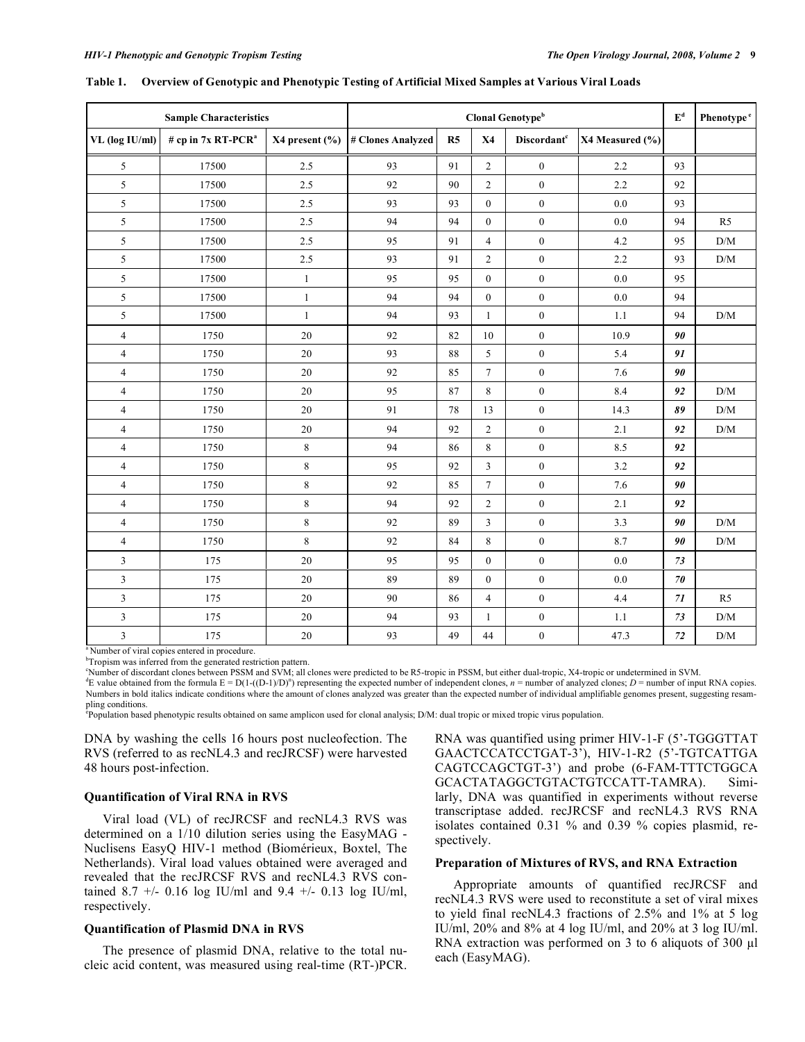**Table 1. Overview of Genotypic and Phenotypic Testing of Artificial Mixed Samples at Various Viral Loads**

| Sample Characteristics | | | Clonal Genotype[b] | | | | | E[d] | Phenotype[e] |
|---|---|---|---|---|---|---|---|---|---|
| VL (log IU/ml) | # cp in 7x RT-PCR[a] | X4 present (%) | # Clones Analyzed | R5 | X4 | Discordant[c] | X4 Measured (%) | | |
| 5 | 17500 | 2.5 | 93 | 91 | 2 | 0 | 2.2 | 93 | |
| 5 | 17500 | 2.5 | 92 | 90 | 2 | 0 | 2.2 | 92 | |
| 5 | 17500 | 2.5 | 93 | 93 | 0 | 0 | 0.0 | 93 | |
| 5 | 17500 | 2.5 | 94 | 94 | 0 | 0 | 0.0 | 94 | R5 |
| 5 | 17500 | 2.5 | 95 | 91 | 4 | 0 | 4.2 | 95 | D/M |
| 5 | 17500 | 2.5 | 93 | 91 | 2 | 0 | 2.2 | 93 | D/M |
| 5 | 17500 | 1 | 95 | 95 | 0 | 0 | 0.0 | 95 | |
| 5 | 17500 | 1 | 94 | 94 | 0 | 0 | 0.0 | 94 | |
| 5 | 17500 | 1 | 94 | 93 | 1 | 0 | 1.1 | 94 | D/M |
| 4 | 1750 | 20 | 92 | 82 | 10 | 0 | 10.9 | ***90*** | |
| 4 | 1750 | 20 | 93 | 88 | 5 | 0 | 5.4 | ***91*** | |
| 4 | 1750 | 20 | 92 | 85 | 7 | 0 | 7.6 | ***90*** | |
| 4 | 1750 | 20 | 95 | 87 | 8 | 0 | 8.4 | ***92*** | D/M |
| 4 | 1750 | 20 | 91 | 78 | 13 | 0 | 14.3 | ***89*** | D/M |
| 4 | 1750 | 20 | 94 | 92 | 2 | 0 | 2.1 | ***92*** | D/M |
| 4 | 1750 | 8 | 94 | 86 | 8 | 0 | 8.5 | ***92*** | |
| 4 | 1750 | 8 | 95 | 92 | 3 | 0 | 3.2 | ***92*** | |
| 4 | 1750 | 8 | 92 | 85 | 7 | 0 | 7.6 | ***90*** | |
| 4 | 1750 | 8 | 94 | 92 | 2 | 0 | 2.1 | ***92*** | |
| 4 | 1750 | 8 | 92 | 89 | 3 | 0 | 3.3 | ***90*** | D/M |
| 4 | 1750 | 8 | 92 | 84 | 8 | 0 | 8.7 | ***90*** | D/M |
| 3 | 175 | 20 | 95 | 95 | 0 | 0 | 0.0 | ***73*** | |
| 3 | 175 | 20 | 89 | 89 | 0 | 0 | 0.0 | ***70*** | |
| 3 | 175 | 20 | 90 | 86 | 4 | 0 | 4.4 | ***71*** | R5 |
| 3 | 175 | 20 | 94 | 93 | 1 | 0 | 1.1 | ***73*** | D/M |
| 3 | 175 | 20 | 93 | 49 | 44 | 0 | 47.3 | ***72*** | D/M |

[a] Number of viral copies entered in procedure.
[b] Tropism was inferred from the generated restriction pattern.
[c] Number of discordant clones between PSSM and SVM; all clones were predicted to be R5-tropic in PSSM, but either dual-tropic, X4-tropic or undetermined in SVM.
[d] E value obtained from the formula $E = D(1-((D-1)/D)^n)$ representing the expected number of independent clones, $n$ = number of analyzed clones; $D$ = number of input RNA copies. Numbers in bold italics indicate conditions where the amount of clones analyzed was greater than the expected number of individual amplifiable genomes present, suggesting resampling conditions.
[e] Population based phenotypic results obtained on same amplicon used for clonal analysis; D/M: dual tropic or mixed tropic virus population.

DNA by washing the cells 16 hours post nucleofection. The RVS (referred to as recNL4.3 and recJRCSF) were harvested 48 hours post-infection.

### Quantification of Viral RNA in RVS

Viral load (VL) of recJRCSF and recNL4.3 RVS was determined on a 1/10 dilution series using the EasyMAG - Nuclisens EasyQ HIV-1 method (Biomérieux, Boxtel, The Netherlands). Viral load values obtained were averaged and revealed that the recJRCSF RVS and recNL4.3 RVS contained 8.7 +/- 0.16 log IU/ml and 9.4 +/- 0.13 log IU/ml, respectively.

### Quantification of Plasmid DNA in RVS

The presence of plasmid DNA, relative to the total nucleic acid content, was measured using real-time (RT-)PCR. RNA was quantified using primer HIV-1-F (5'-TGGGTTAT GAACTCCATCCTGAT-3'), HIV-1-R2 (5'-TGTCATTGA CAGTCCAGCTGT-3') and probe (6-FAM-TTTCTGGCA GCACTATAGGCTGTACTGTCCATT-TAMRA). Similarly, DNA was quantified in experiments without reverse transcriptase added. recJRCSF and recNL4.3 RVS RNA isolates contained 0.31 % and 0.39 % copies plasmid, respectively.

### Preparation of Mixtures of RVS, and RNA Extraction

Appropriate amounts of quantified recJRCSF and recNL4.3 RVS were used to reconstitute a set of viral mixes to yield final recNL4.3 fractions of 2.5% and 1% at 5 log IU/ml, 20% and 8% at 4 log IU/ml, and 20% at 3 log IU/ml. RNA extraction was performed on 3 to 6 aliquots of 300 µl each (EasyMAG).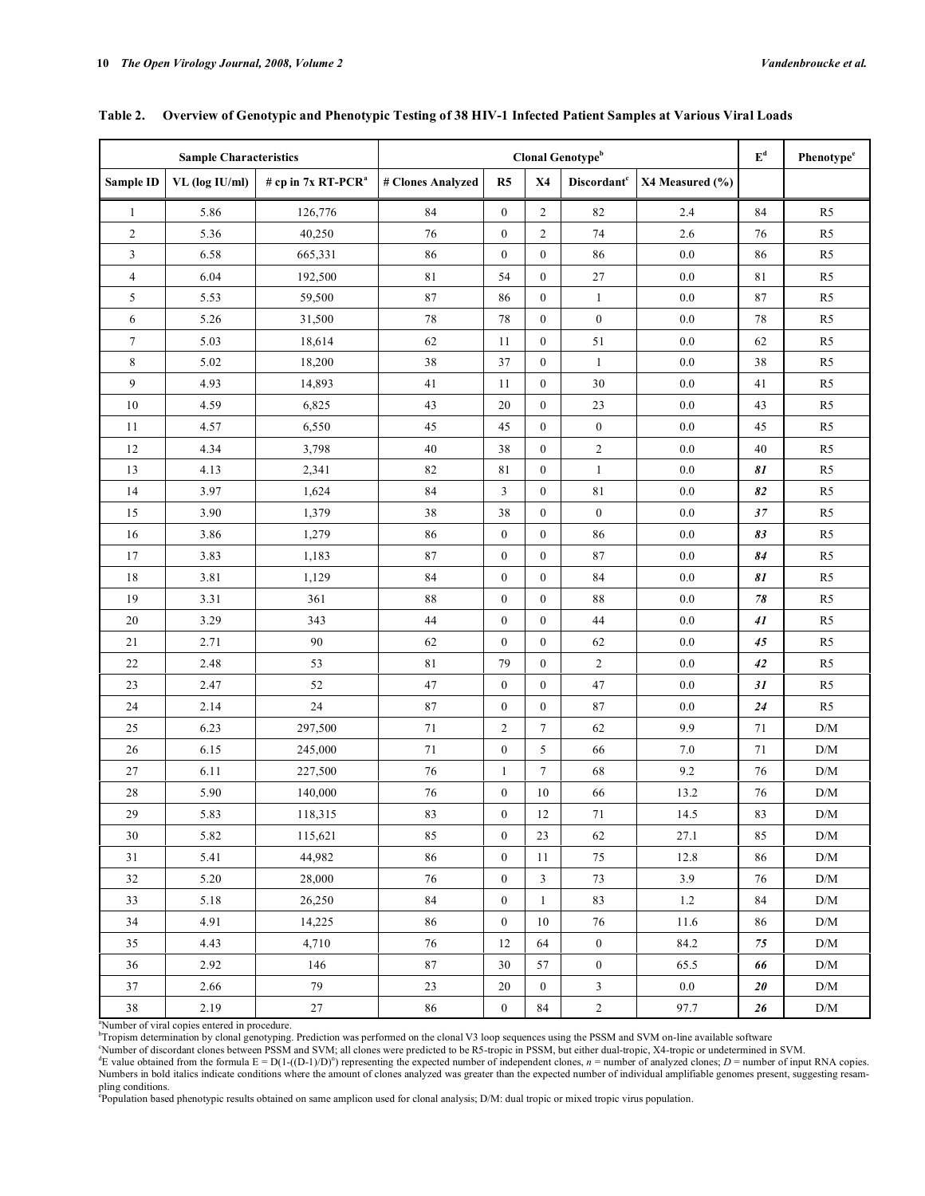**Table 2. Overview of Genotypic and Phenotypic Testing of 38 HIV-1 Infected Patient Samples at Various Viral Loads**

| Sample Characteristics | | | Clonal Genotype[b] | | | | | E[d] | Phenotype[e] |
|---|---|---|---|---|---|---|---|---|---|
| Sample ID | VL (log IU/ml) | # cp in 7x RT-PCR[a] | # Clones Analyzed | R5 | X4 | Discordant[c] | X4 Measured (%) | | |
| 1 | 5.86 | 126,776 | 84 | 0 | 2 | 82 | 2.4 | 84 | R5 |
| 2 | 5.36 | 40,250 | 76 | 0 | 2 | 74 | 2.6 | 76 | R5 |
| 3 | 6.58 | 665,331 | 86 | 0 | 0 | 86 | 0.0 | 86 | R5 |
| 4 | 6.04 | 192,500 | 81 | 54 | 0 | 27 | 0.0 | 81 | R5 |
| 5 | 5.53 | 59,500 | 87 | 86 | 0 | 1 | 0.0 | 87 | R5 |
| 6 | 5.26 | 31,500 | 78 | 78 | 0 | 0 | 0.0 | 78 | R5 |
| 7 | 5.03 | 18,614 | 62 | 11 | 0 | 51 | 0.0 | 62 | R5 |
| 8 | 5.02 | 18,200 | 38 | 37 | 0 | 1 | 0.0 | 38 | R5 |
| 9 | 4.93 | 14,893 | 41 | 11 | 0 | 30 | 0.0 | 41 | R5 |
| 10 | 4.59 | 6,825 | 43 | 20 | 0 | 23 | 0.0 | 43 | R5 |
| 11 | 4.57 | 6,550 | 45 | 45 | 0 | 0 | 0.0 | 45 | R5 |
| 12 | 4.34 | 3,798 | 40 | 38 | 0 | 2 | 0.0 | 40 | R5 |
| 13 | 4.13 | 2,341 | 82 | 81 | 0 | 1 | 0.0 | ***81*** | R5 |
| 14 | 3.97 | 1,624 | 84 | 3 | 0 | 81 | 0.0 | ***82*** | R5 |
| 15 | 3.90 | 1,379 | 38 | 38 | 0 | 0 | 0.0 | ***37*** | R5 |
| 16 | 3.86 | 1,279 | 86 | 0 | 0 | 86 | 0.0 | ***83*** | R5 |
| 17 | 3.83 | 1,183 | 87 | 0 | 0 | 87 | 0.0 | ***84*** | R5 |
| 18 | 3.81 | 1,129 | 84 | 0 | 0 | 84 | 0.0 | ***81*** | R5 |
| 19 | 3.31 | 361 | 88 | 0 | 0 | 88 | 0.0 | ***78*** | R5 |
| 20 | 3.29 | 343 | 44 | 0 | 0 | 44 | 0.0 | ***41*** | R5 |
| 21 | 2.71 | 90 | 62 | 0 | 0 | 62 | 0.0 | ***45*** | R5 |
| 22 | 2.48 | 53 | 81 | 79 | 0 | 2 | 0.0 | ***42*** | R5 |
| 23 | 2.47 | 52 | 47 | 0 | 0 | 47 | 0.0 | ***31*** | R5 |
| 24 | 2.14 | 24 | 87 | 0 | 0 | 87 | 0.0 | ***24*** | R5 |
| 25 | 6.23 | 297,500 | 71 | 2 | 7 | 62 | 9.9 | 71 | D/M |
| 26 | 6.15 | 245,000 | 71 | 0 | 5 | 66 | 7.0 | 71 | D/M |
| 27 | 6.11 | 227,500 | 76 | 1 | 7 | 68 | 9.2 | 76 | D/M |
| 28 | 5.90 | 140,000 | 76 | 0 | 10 | 66 | 13.2 | 76 | D/M |
| 29 | 5.83 | 118,315 | 83 | 0 | 12 | 71 | 14.5 | 83 | D/M |
| 30 | 5.82 | 115,621 | 85 | 0 | 23 | 62 | 27.1 | 85 | D/M |
| 31 | 5.41 | 44,982 | 86 | 0 | 11 | 75 | 12.8 | 86 | D/M |
| 32 | 5.20 | 28,000 | 76 | 0 | 3 | 73 | 3.9 | 76 | D/M |
| 33 | 5.18 | 26,250 | 84 | 0 | 1 | 83 | 1.2 | 84 | D/M |
| 34 | 4.91 | 14,225 | 86 | 0 | 10 | 76 | 11.6 | 86 | D/M |
| 35 | 4.43 | 4,710 | 76 | 12 | 64 | 0 | 84.2 | ***75*** | D/M |
| 36 | 2.92 | 146 | 87 | 30 | 57 | 0 | 65.5 | ***66*** | D/M |
| 37 | 2.66 | 79 | 23 | 20 | 0 | 3 | 0.0 | ***20*** | D/M |
| 38 | 2.19 | 27 | 86 | 0 | 84 | 2 | 97.7 | ***26*** | D/M |

[a]Number of viral copies entered in procedure.
[b]Tropism determination by clonal genotyping. Prediction was performed on the clonal V3 loop sequences using the PSSM and SVM on-line available software
[c]Number of discordant clones between PSSM and SVM; all clones were predicted to be R5-tropic in PSSM, but either dual-tropic, X4-tropic or undetermined in SVM.
[d]E value obtained from the formula $E = D(1-((D-1)/D)^n)$ representing the expected number of independent clones, $n$ = number of analyzed clones; $D$ = number of input RNA copies. Numbers in bold italics indicate conditions where the amount of clones analyzed was greater than the expected number of individual amplifiable genomes present, suggesting resampling conditions.
[e]Population based phenotypic results obtained on same amplicon used for clonal analysis; D/M: dual tropic or mixed tropic virus population.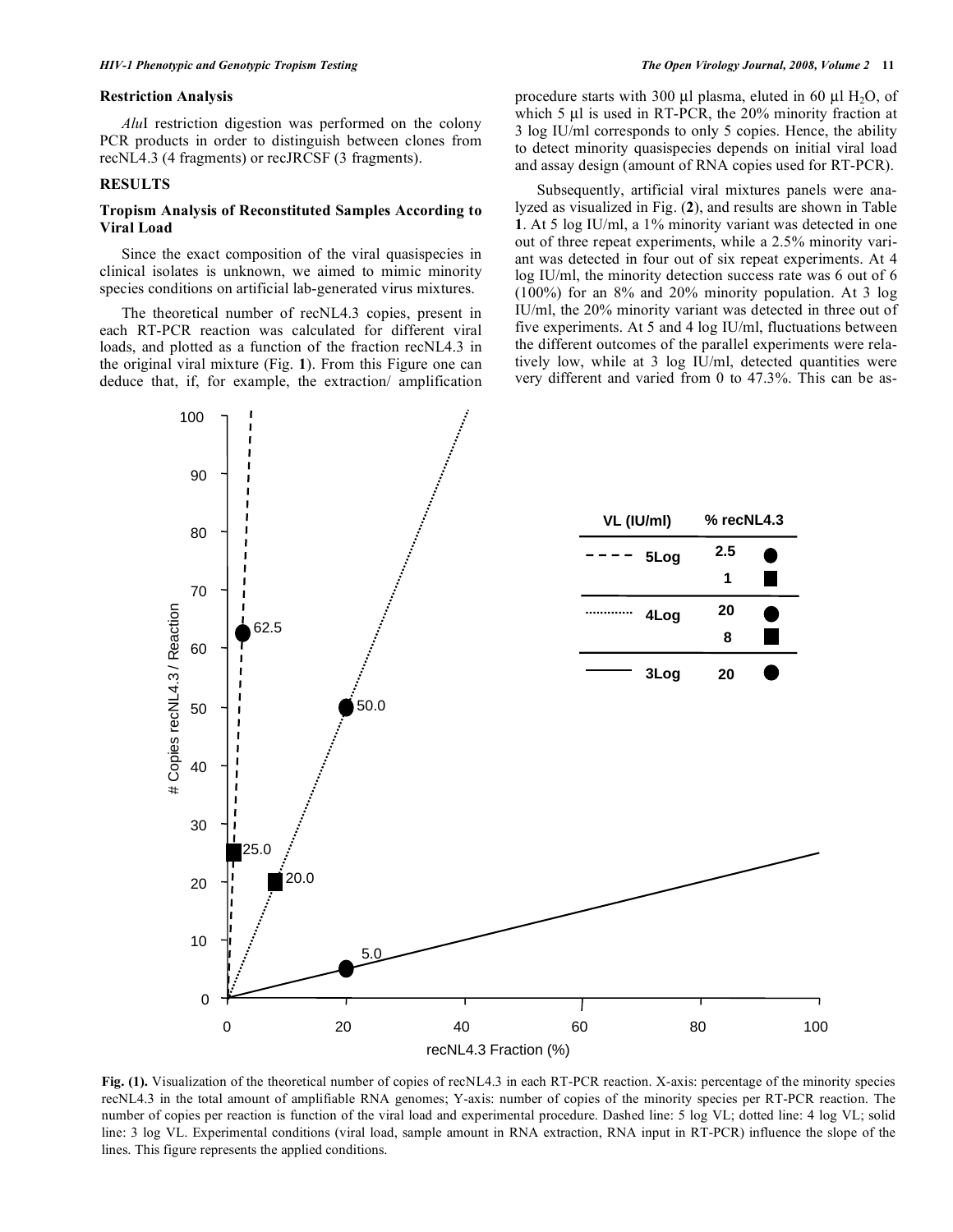## Restriction Analysis

*Alu*I restriction digestion was performed on the colony PCR products in order to distinguish between clones from recNL4.3 (4 fragments) or recJRCSF (3 fragments).

## RESULTS

### Tropism Analysis of Reconstituted Samples According to Viral Load

Since the exact composition of the viral quasispecies in clinical isolates is unknown, we aimed to mimic minority species conditions on artificial lab-generated virus mixtures.

The theoretical number of recNL4.3 copies, present in each RT-PCR reaction was calculated for different viral loads, and plotted as a function of the fraction recNL4.3 in the original viral mixture (Fig. **1**). From this Figure one can deduce that, if, for example, the extraction/ amplification procedure starts with 300 µl plasma, eluted in 60 µl $H_2O$, of which 5 µl is used in RT-PCR, the 20% minority fraction at 3 log IU/ml corresponds to only 5 copies. Hence, the ability to detect minority quasispecies depends on initial viral load and assay design (amount of RNA copies used for RT-PCR).

Subsequently, artificial viral mixtures panels were analyzed as visualized in Fig. (**2**), and results are shown in Table **1**. At 5 log IU/ml, a 1% minority variant was detected in one out of three repeat experiments, while a 2.5% minority variant was detected in four out of six repeat experiments. At 4 log IU/ml, the minority detection success rate was 6 out of 6 (100%) for an 8% and 20% minority population. At 3 log IU/ml, the 20% minority variant was detected in three out of five experiments. At 5 and 4 log IU/ml, fluctuations between the different outcomes of the parallel experiments were relatively low, while at 3 log IU/ml, detected quantities were very different and varied from 0 to 47.3%. This can be as-

**Fig. (1).** Visualization of the theoretical number of copies of recNL4.3 in each RT-PCR reaction. X-axis: percentage of the minority species recNL4.3 in the total amount of amplifiable RNA genomes; Y-axis: number of copies of the minority species per RT-PCR reaction. The number of copies per reaction is function of the viral load and experimental procedure. Dashed line: 5 log VL; dotted line: 4 log VL; solid line: 3 log VL. Experimental conditions (viral load, sample amount in RNA extraction, RNA input in RT-PCR) influence the slope of the lines. This figure represents the applied conditions.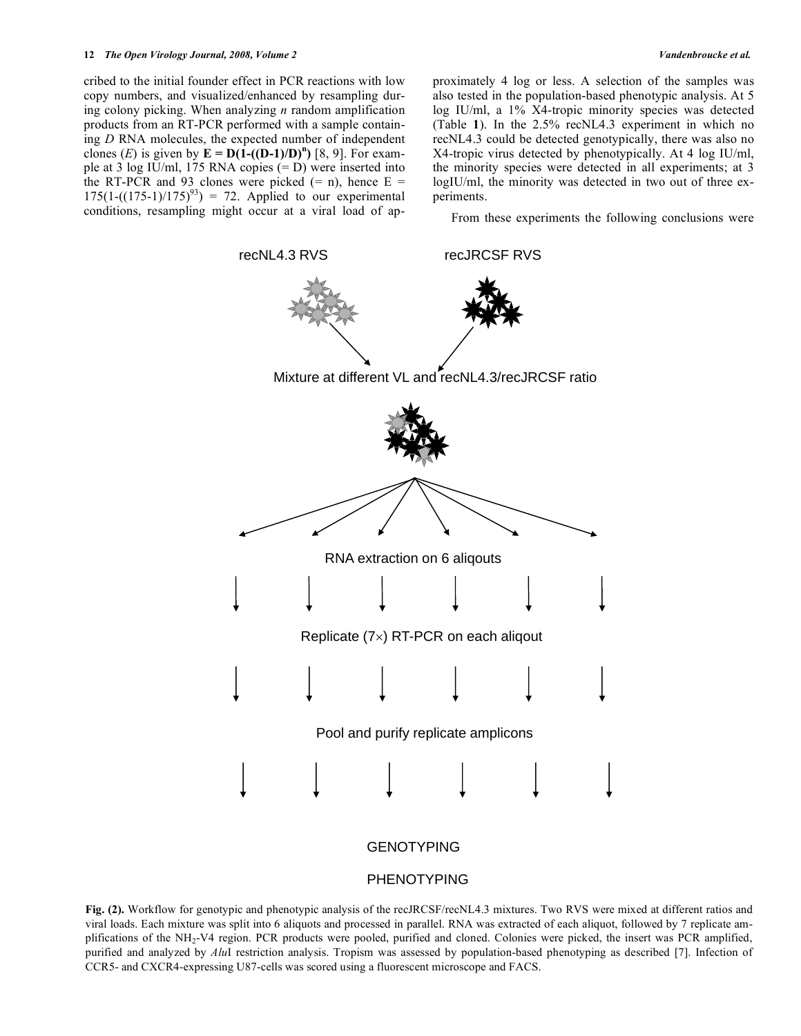cribed to the initial founder effect in PCR reactions with low copy numbers, and visualized/enhanced by resampling during colony picking. When analyzing $n$ random amplification products from an RT-PCR performed with a sample containing $D$ RNA molecules, the expected number of independent clones ($E$) is given by $\mathbf{E = D(1-((D-1)/D)^n)}$ [8, 9]. For example at 3 log IU/ml, 175 RNA copies (= D) were inserted into the RT-PCR and 93 clones were picked (= n), hence $E = 175(1-((175-1)/175)^{93}) = 72$. Applied to our experimental conditions, resampling might occur at a viral load of approximately 4 log or less. A selection of the samples was also tested in the population-based phenotypic analysis. At 5 log IU/ml, a 1% X4-tropic minority species was detected (Table **1**). In the 2.5% recNL4.3 experiment in which no recNL4.3 could be detected genotypically, there was also no X4-tropic virus detected by phenotypically. At 4 log IU/ml, the minority species were detected in all experiments; at 3 logIU/ml, the minority was detected in two out of three experiments.

From these experiments the following conclusions were

recNL4.3 RVS — recJRCSF RVS

Mixture at different VL and recNL4.3/recJRCSF ratio

RNA extraction on 6 aliqouts

Replicate (7×) RT-PCR on each aliqout

Pool and purify replicate amplicons

GENOTYPING

PHENOTYPING

**Fig. (2).** Workflow for genotypic and phenotypic analysis of the recJRCSF/recNL4.3 mixtures. Two RVS were mixed at different ratios and viral loads. Each mixture was split into 6 aliquots and processed in parallel. RNA was extracted of each aliquot, followed by 7 replicate amplifications of the $NH_2$-V4 region. PCR products were pooled, purified and cloned. Colonies were picked, the insert was PCR amplified, purified and analyzed by *Alu*I restriction analysis. Tropism was assessed by population-based phenotyping as described [7]. Infection of CCR5- and CXCR4-expressing U87-cells was scored using a fluorescent microscope and FACS.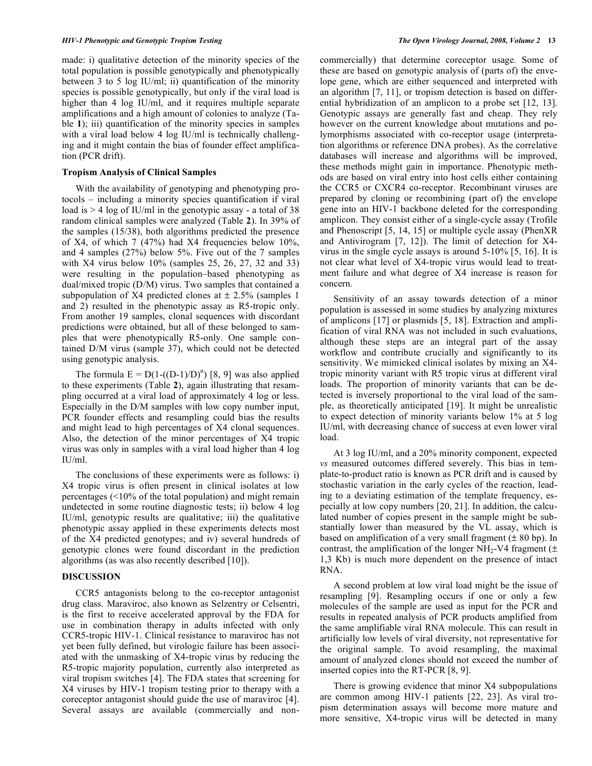made: i) qualitative detection of the minority species of the total population is possible genotypically and phenotypically between 3 to 5 log IU/ml; ii) quantification of the minority species is possible genotypically, but only if the viral load is higher than 4 log IU/ml, and it requires multiple separate amplifications and a high amount of colonies to analyze (Table **1**); iii) quantification of the minority species in samples with a viral load below 4 log IU/ml is technically challenging and it might contain the bias of founder effect amplification (PCR drift).

### Tropism Analysis of Clinical Samples

With the availability of genotyping and phenotyping protocols – including a minority species quantification if viral load is > 4 log of IU/ml in the genotypic assay - a total of 38 random clinical samples were analyzed (Table **2**). In 39% of the samples (15/38), both algorithms predicted the presence of X4, of which 7 (47%) had X4 frequencies below 10%, and 4 samples (27%) below 5%. Five out of the 7 samples with X4 virus below 10% (samples 25, 26, 27, 32 and 33) were resulting in the population–based phenotyping as dual/mixed tropic (D/M) virus. Two samples that contained a subpopulation of X4 predicted clones at ± 2.5% (samples 1 and 2) resulted in the phenotypic assay as R5-tropic only. From another 19 samples, clonal sequences with discordant predictions were obtained, but all of these belonged to samples that were phenotypically R5-only. One sample contained D/M virus (sample 37), which could not be detected using genotypic analysis.

The formula $E = D(1-((D-1)/D)^n)$ [8, 9] was also applied to these experiments (Table **2**), again illustrating that resampling occurred at a viral load of approximately 4 log or less. Especially in the D/M samples with low copy number input, PCR founder effects and resampling could bias the results and might lead to high percentages of X4 clonal sequences. Also, the detection of the minor percentages of X4 tropic virus was only in samples with a viral load higher than 4 log IU/ml.

The conclusions of these experiments were as follows: i) X4 tropic virus is often present in clinical isolates at low percentages (<10% of the total population) and might remain undetected in some routine diagnostic tests; ii) below 4 log IU/ml, genotypic results are qualitative; iii) the qualitative phenotypic assay applied in these experiments detects most of the X4 predicted genotypes; and iv) several hundreds of genotypic clones were found discordant in the prediction algorithms (as was also recently described [10]).

## DISCUSSION

CCR5 antagonists belong to the co-receptor antagonist drug class. Maraviroc, also known as Selzentry or Celsentri, is the first to receive accelerated approval by the FDA for use in combination therapy in adults infected with only CCR5-tropic HIV-1. Clinical resistance to maraviroc has not yet been fully defined, but virologic failure has been associated with the unmasking of X4-tropic virus by reducing the R5-tropic majority population, currently also interpreted as viral tropism switches [4]. The FDA states that screening for X4 viruses by HIV-1 tropism testing prior to therapy with a coreceptor antagonist should guide the use of maraviroc [4]. Several assays are available (commercially and non-commercially) that determine coreceptor usage. Some of these are based on genotypic analysis of (parts of) the envelope gene, which are either sequenced and interpreted with an algorithm [7, 11], or tropism detection is based on differential hybridization of an amplicon to a probe set [12, 13]. Genotypic assays are generally fast and cheap. They rely however on the current knowledge about mutations and polymorphisms associated with co-receptor usage (interpretation algorithms or reference DNA probes). As the correlative databases will increase and algorithms will be improved, these methods might gain in importance. Phenotypic methods are based on viral entry into host cells either containing the CCR5 or CXCR4 co-receptor. Recombinant viruses are prepared by cloning or recombining (part of) the envelope gene into an HIV-1 backbone deleted for the corresponding amplicon. They consist either of a single-cycle assay (Trofile and Phenoscript [5, 14, 15] or multiple cycle assay (PhenXR and Antivirogram [7, 12]). The limit of detection for X4-virus in the single cycle assays is around 5-10% [5, 16]. It is not clear what level of X4-tropic virus would lead to treatment failure and what degree of X4 increase is reason for concern.

Sensitivity of an assay towards detection of a minor population is assessed in some studies by analyzing mixtures of amplicons [17] or plasmids [5, 18]. Extraction and amplification of viral RNA was not included in such evaluations, although these steps are an integral part of the assay workflow and contribute crucially and significantly to its sensitivity. We mimicked clinical isolates by mixing an X4-tropic minority variant with R5 tropic virus at different viral loads. The proportion of minority variants that can be detected is inversely proportional to the viral load of the sample, as theoretically anticipated [19]. It might be unrealistic to expect detection of minority variants below 1% at 5 log IU/ml, with decreasing chance of success at even lower viral load.

At 3 log IU/ml, and a 20% minority component, expected *vs* measured outcomes differed severely. This bias in template-to-product ratio is known as PCR drift and is caused by stochastic variation in the early cycles of the reaction, leading to a deviating estimation of the template frequency, especially at low copy numbers [20, 21]. In addition, the calculated number of copies present in the sample might be substantially lower than measured by the VL assay, which is based on amplification of a very small fragment (± 80 bp). In contrast, the amplification of the longer $NH_2$-V4 fragment (± 1,3 Kb) is much more dependent on the presence of intact RNA.

A second problem at low viral load might be the issue of resampling [9]. Resampling occurs if one or only a few molecules of the sample are used as input for the PCR and results in repeated analysis of PCR products amplified from the same amplifiable viral RNA molecule. This can result in artificially low levels of viral diversity, not representative for the original sample. To avoid resampling, the maximal amount of analyzed clones should not exceed the number of inserted copies into the RT-PCR [8, 9].

There is growing evidence that minor X4 subpopulations are common among HIV-1 patients [22, 23]. As viral tropism determination assays will become more mature and more sensitive, X4-tropic virus will be detected in many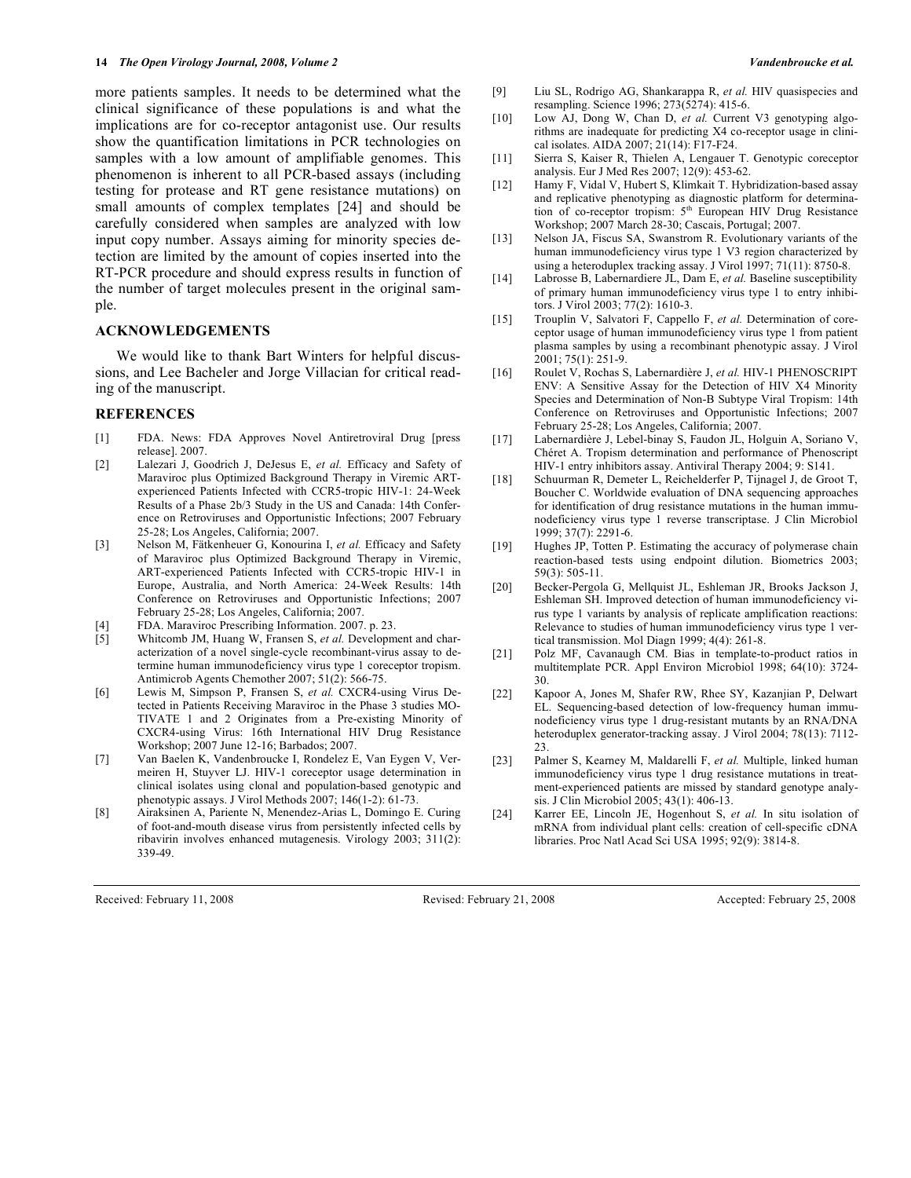more patients samples. It needs to be determined what the clinical significance of these populations is and what the implications are for co-receptor antagonist use. Our results show the quantification limitations in PCR technologies on samples with a low amount of amplifiable genomes. This phenomenon is inherent to all PCR-based assays (including testing for protease and RT gene resistance mutations) on small amounts of complex templates [24] and should be carefully considered when samples are analyzed with low input copy number. Assays aiming for minority species detection are limited by the amount of copies inserted into the RT-PCR procedure and should express results in function of the number of target molecules present in the original sample.

## ACKNOWLEDGEMENTS

We would like to thank Bart Winters for helpful discussions, and Lee Bacheler and Jorge Villacian for critical reading of the manuscript.

## REFERENCES

[1] FDA. News: FDA Approves Novel Antiretroviral Drug [press release]. 2007.

[2] Lalezari J, Goodrich J, DeJesus E, *et al.* Efficacy and Safety of Maraviroc plus Optimized Background Therapy in Viremic ART-experienced Patients Infected with CCR5-tropic HIV-1: 24-Week Results of a Phase 2b/3 Study in the US and Canada: 14th Conference on Retroviruses and Opportunistic Infections; 2007 February 25-28; Los Angeles, California; 2007.

[3] Nelson M, Fätkenheuer G, Konourina I, *et al.* Efficacy and Safety of Maraviroc plus Optimized Background Therapy in Viremic, ART-experienced Patients Infected with CCR5-tropic HIV-1 in Europe, Australia, and North America: 24-Week Results: 14th Conference on Retroviruses and Opportunistic Infections; 2007 February 25-28; Los Angeles, California; 2007.

[4] FDA. Maraviroc Prescribing Information. 2007. p. 23.

[5] Whitcomb JM, Huang W, Fransen S, *et al.* Development and characterization of a novel single-cycle recombinant-virus assay to determine human immunodeficiency virus type 1 coreceptor tropism. Antimicrob Agents Chemother 2007; 51(2): 566-75.

[6] Lewis M, Simpson P, Fransen S, *et al.* CXCR4-using Virus Detected in Patients Receiving Maraviroc in the Phase 3 studies MOTIVATE 1 and 2 Originates from a Pre-existing Minority of CXCR4-using Virus: 16th International HIV Drug Resistance Workshop; 2007 June 12-16; Barbados; 2007.

[7] Van Baelen K, Vandenbroucke I, Rondelez E, Van Eygen V, Vermeiren H, Stuyver LJ. HIV-1 coreceptor usage determination in clinical isolates using clonal and population-based genotypic and phenotypic assays. J Virol Methods 2007; 146(1-2): 61-73.

[8] Airaksinen A, Pariente N, Menendez-Arias L, Domingo E. Curing of foot-and-mouth disease virus from persistently infected cells by ribavirin involves enhanced mutagenesis. Virology 2003; 311(2): 339-49.

[9] Liu SL, Rodrigo AG, Shankarappa R, *et al.* HIV quasispecies and resampling. Science 1996; 273(5274): 415-6.

[10] Low AJ, Dong W, Chan D, *et al.* Current V3 genotyping algorithms are inadequate for predicting X4 co-receptor usage in clinical isolates. AIDA 2007; 21(14): F17-F24.

[11] Sierra S, Kaiser R, Thielen A, Lengauer T. Genotypic coreceptor analysis. Eur J Med Res 2007; 12(9): 453-62.

[12] Hamy F, Vidal V, Hubert S, Klimkait T. Hybridization-based assay and replicative phenotyping as diagnostic platform for determination of co-receptor tropism: 5th European HIV Drug Resistance Workshop; 2007 March 28-30; Cascais, Portugal; 2007.

[13] Nelson JA, Fiscus SA, Swanstrom R. Evolutionary variants of the human immunodeficiency virus type 1 V3 region characterized by using a heteroduplex tracking assay. J Virol 1997; 71(11): 8750-8.

[14] Labrosse B, Labernardiere JL, Dam E, *et al.* Baseline susceptibility of primary human immunodeficiency virus type 1 to entry inhibitors. J Virol 2003; 77(2): 1610-3.

[15] Trouplin V, Salvatori F, Cappello F, *et al.* Determination of coreceptor usage of human immunodeficiency virus type 1 from patient plasma samples by using a recombinant phenotypic assay. J Virol 2001; 75(1): 251-9.

[16] Roulet V, Rochas S, Labernardière J, *et al.* HIV-1 PHENOSCRIPT ENV: A Sensitive Assay for the Detection of HIV X4 Minority Species and Determination of Non-B Subtype Viral Tropism: 14th Conference on Retroviruses and Opportunistic Infections; 2007 February 25-28; Los Angeles, California; 2007.

[17] Labernardière J, Lebel-binay S, Faudon JL, Holguin A, Soriano V, Chéret A. Tropism determination and performance of Phenoscript HIV-1 entry inhibitors assay. Antiviral Therapy 2004; 9: S141.

[18] Schuurman R, Demeter L, Reichelderfer P, Tijnagel J, de Groot T, Boucher C. Worldwide evaluation of DNA sequencing approaches for identification of drug resistance mutations in the human immunodeficiency virus type 1 reverse transcriptase. J Clin Microbiol 1999; 37(7): 2291-6.

[19] Hughes JP, Totten P. Estimating the accuracy of polymerase chain reaction-based tests using endpoint dilution. Biometrics 2003; 59(3): 505-11.

[20] Becker-Pergola G, Mellquist JL, Eshleman JR, Brooks Jackson J, Eshleman SH. Improved detection of human immunodeficiency virus type 1 variants by analysis of replicate amplification reactions: Relevance to studies of human immunodeficiency virus type 1 vertical transmission. Mol Diagn 1999; 4(4): 261-8.

[21] Polz MF, Cavanaugh CM. Bias in template-to-product ratios in multitemplate PCR. Appl Environ Microbiol 1998; 64(10): 3724-30.

[22] Kapoor A, Jones M, Shafer RW, Rhee SY, Kazanjian P, Delwart EL. Sequencing-based detection of low-frequency human immunodeficiency virus type 1 drug-resistant mutants by an RNA/DNA heteroduplex generator-tracking assay. J Virol 2004; 78(13): 7112-23.

[23] Palmer S, Kearney M, Maldarelli F, *et al.* Multiple, linked human immunodeficiency virus type 1 drug resistance mutations in treatment-experienced patients are missed by standard genotype analysis. J Clin Microbiol 2005; 43(1): 406-13.

[24] Karrer EE, Lincoln JE, Hogenhout S, *et al.* In situ isolation of mRNA from individual plant cells: creation of cell-specific cDNA libraries. Proc Natl Acad Sci USA 1995; 92(9): 3814-8.

Received: February 11, 2008 Revised: February 21, 2008 Accepted: February 25, 2008